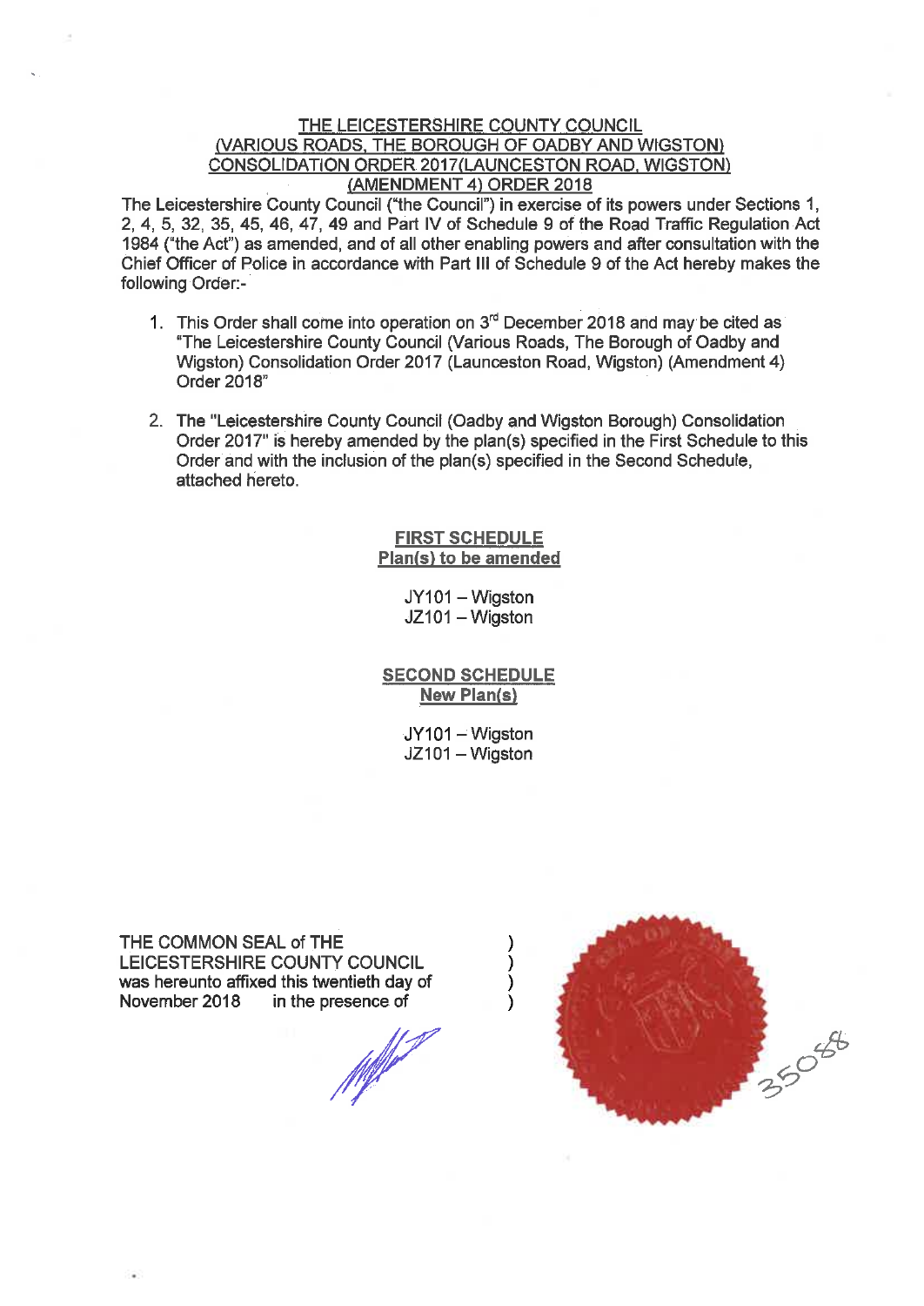# THE LEICESTERSHIRE COUNTY COUNCIL (VARIOUS ROADS, THE BOROUGH OF OADBY AND WIGSTON) CONSOLIDATION ORDER 2017(LAUNCESTON ROAD, WIGSTON) (AMENDMENT 4) ORDER 2018

The Leicestershire County Council ("the Council") in exercise of its powers under Sections 1, 2, 4, 5, 32, 35, 45, 46, 47, 49 and Part IV of Schedule 9 of the Road Traffic Regulation Act 1984 ("the Act") as amended, and of all other enabling powers and after consultation with the Chief Officer of Police in accordance with Part III of Schedule 9 of the Act hereby makes the following Order:-

1. This Order shall come into operation on 3rd December 2018 and may be cited as "The Leicestershire County Council (Various Roads, The Borough of Oadby and Wigston) Consolidation Order 2017 (Launceston Road, Wigston) (Amendment 4) Order 2018"

2. The "Leicestershire County Council (Oadby and Wigston Borough) Consolidation Order 2017" is hereby amended by the plan(s) specified in the First Schedule to this Order and with the inclusion of the plan(s) specified in the Second Schedule, attached hereto.

## FIRST SCHEDULE
## Plan(s) to be amended

JY101 – Wigston
JZ101 – Wigston

## SECOND SCHEDULE
## New Plan(s)

JY101 – Wigston
JZ101 – Wigston

THE COMMON SEAL of THE LEICESTERSHIRE COUNTY COUNCIL was hereunto affixed this twentieth day of November 2018 in the presence of )

35088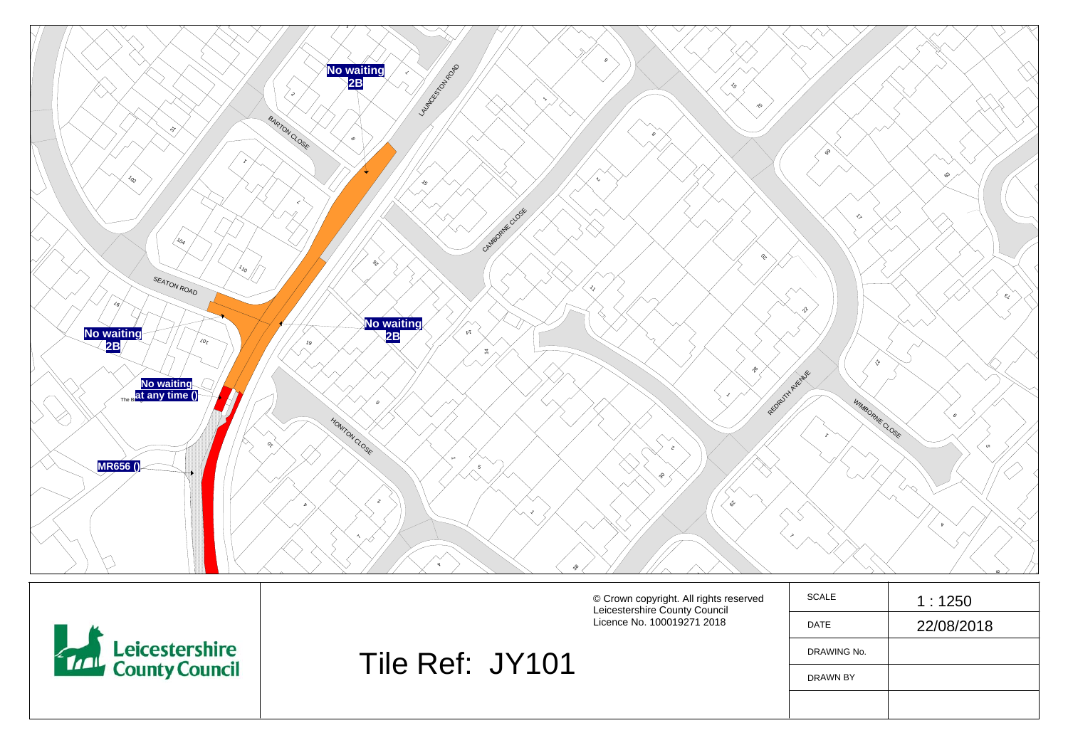No waiting
2B

LAUNCESTON ROAD

BARTON CLOSE

CAMBORNE CLOSE

SEATON ROAD

No waiting
2B

No waiting
2B

No waiting
at any time ()

MR656 ()

HONITON CLOSE

REDRUTH AVENUE

WIMBORNE CLOSE

© Crown copyright. All rights reserved
Leicestershire County Council
Licence No. 100019271 2018

Leicestershire County Council

Tile Ref: JY101

| SCALE | 1 : 1250 |
| --- | --- |
| DATE | 22/08/2018 |
| DRAWING No. | |
| DRAWN BY | |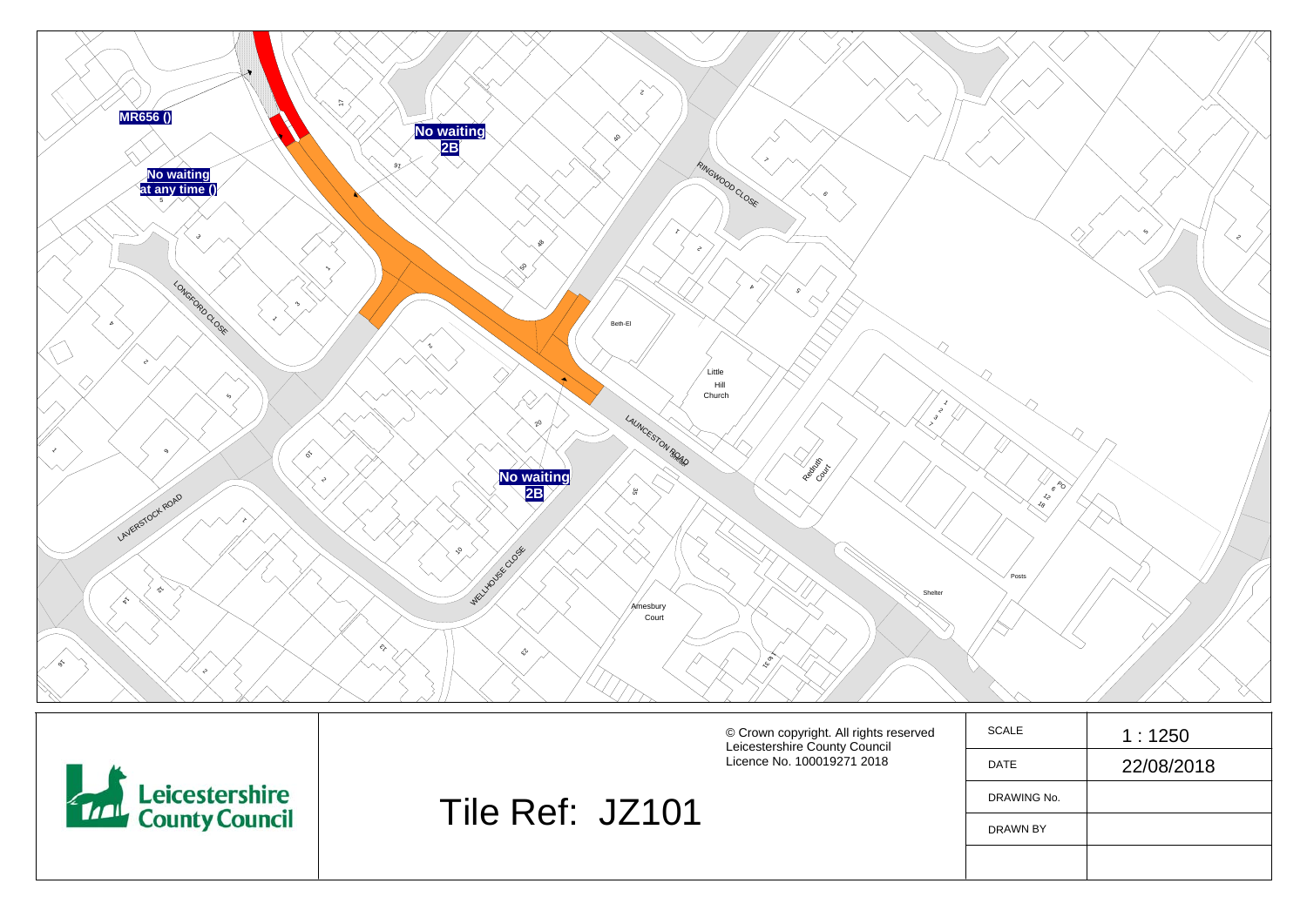MR656 ()

No waiting at any time ()

No waiting 2B

No waiting 2B

LONGFORD CLOSE

LAVERSTOCK ROAD

WELLHOUSE CLOSE

LAUNCESTON ROAD

RINGWOOD CLOSE

Beth-El

Little Hill Church

Redruth Court

Amesbury Court

Shelter

Posts

© Crown copyright. All rights reserved
Leicestershire County Council
Licence No. 100019271 2018

Leicestershire County Council

# Tile Ref: JZ101

| SCALE | 1 : 1250 |
| --- | --- |
| DATE | 22/08/2018 |
| DRAWING No. | |
| DRAWN BY | |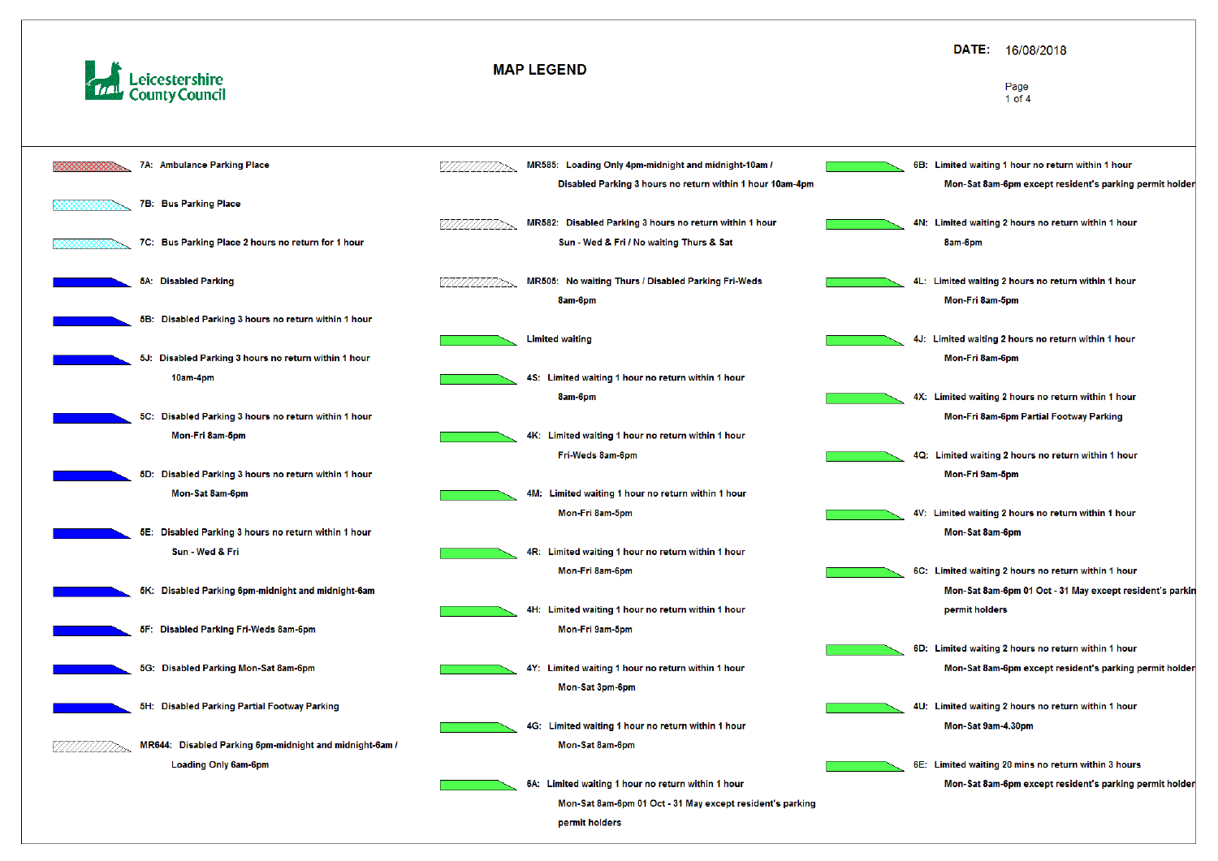**Leicestershire County Council**

# MAP LEGEND

**DATE:** 16/08/2018

- 7A: Ambulance Parking Place
- 7B: Bus Parking Place
- 7C: Bus Parking Place 2 hours no return for 1 hour
- 5A: Disabled Parking
- 5B: Disabled Parking 3 hours no return within 1 hour
- 5J: Disabled Parking 3 hours no return within 1 hour 10am-4pm
- 5C: Disabled Parking 3 hours no return within 1 hour Mon-Fri 8am-5pm
- 5D: Disabled Parking 3 hours no return within 1 hour Mon-Sat 8am-6pm
- 5E: Disabled Parking 3 hours no return within 1 hour Sun - Wed & Fri
- 5K: Disabled Parking 6pm-midnight and midnight-6am
- 5F: Disabled Parking Fri-Weds 8am-6pm
- 5G: Disabled Parking Mon-Sat 8am-6pm
- 5H: Disabled Parking Partial Footway Parking
- MR644: Disabled Parking 6pm-midnight and midnight-6am / Loading Only 6am-6pm
- MR585: Loading Only 4pm-midnight and midnight-10am / Disabled Parking 3 hours no return within 1 hour 10am-4pm
- MR582: Disabled Parking 3 hours no return within 1 hour Sun - Wed & Fri / No waiting Thurs & Sat
- MR505: No waiting Thurs / Disabled Parking Fri-Weds 8am-6pm
- Limited waiting
- 4S: Limited waiting 1 hour no return within 1 hour 8am-6pm
- 4K: Limited waiting 1 hour no return within 1 hour Fri-Weds 8am-6pm
- 4M: Limited waiting 1 hour no return within 1 hour Mon-Fri 8am-5pm
- 4R: Limited waiting 1 hour no return within 1 hour Mon-Fri 8am-6pm
- 4H: Limited waiting 1 hour no return within 1 hour Mon-Fri 9am-5pm
- 4Y: Limited waiting 1 hour no return within 1 hour Mon-Sat 3pm-6pm
- 4G: Limited waiting 1 hour no return within 1 hour Mon-Sat 8am-6pm
- 6A: Limited waiting 1 hour no return within 1 hour Mon-Sat 8am-6pm 01 Oct - 31 May except resident's parking permit holders
- 6B: Limited waiting 1 hour no return within 1 hour Mon-Sat 8am-6pm except resident's parking permit holder
- 4N: Limited waiting 2 hours no return within 1 hour 8am-6pm
- 4L: Limited waiting 2 hours no return within 1 hour Mon-Fri 8am-5pm
- 4J: Limited waiting 2 hours no return within 1 hour Mon-Fri 8am-6pm
- 4X: Limited waiting 2 hours no return within 1 hour Mon-Fri 8am-6pm Partial Footway Parking
- 4Q: Limited waiting 2 hours no return within 1 hour Mon-Fri 9am-5pm
- 4V: Limited waiting 2 hours no return within 1 hour Mon-Sat 8am-6pm
- 6C: Limited waiting 2 hours no return within 1 hour Mon-Sat 8am-6pm 01 Oct - 31 May except resident's parkin permit holders
- 6D: Limited waiting 2 hours no return within 1 hour Mon-Sat 8am-6pm except resident's parking permit holder
- 4U: Limited waiting 2 hours no return within 1 hour Mon-Sat 9am-4.30pm
- 6E: Limited waiting 20 mins no return within 3 hours Mon-Sat 8am-6pm except resident's parking permit holder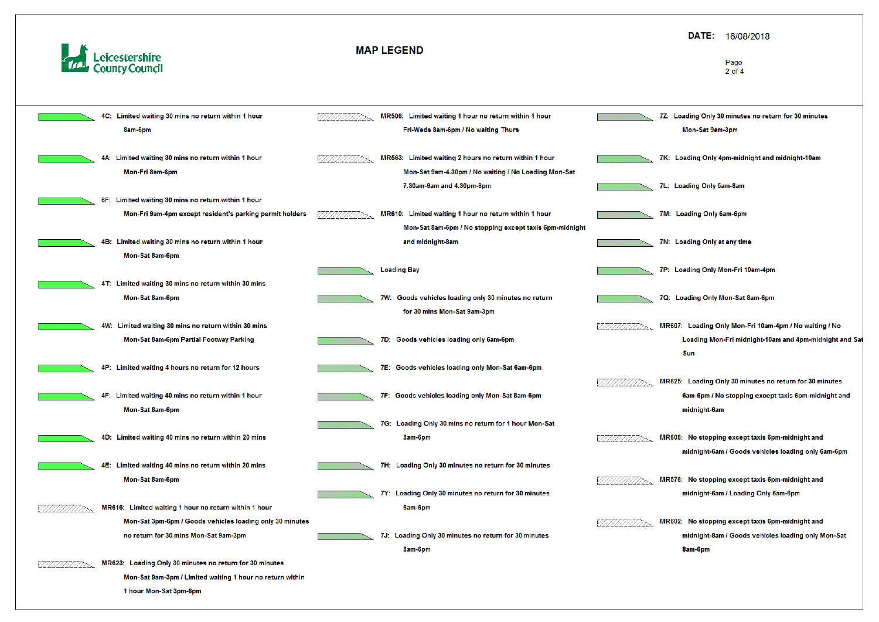Leicestershire County Council

# MAP LEGEND

**DATE:** 16/08/2018

- **4C:** Limited waiting 30 mins no return within 1 hour 8am-6pm
- **4A:** Limited waiting 30 mins no return within 1 hour Mon-Fri 8am-6pm
- **6F:** Limited waiting 30 mins no return within 1 hour Mon-Fri 9am-4pm except resident's parking permit holders
- **4B:** Limited waiting 30 mins no return within 1 hour Mon-Sat 8am-6pm
- **4T:** Limited waiting 30 mins no return within 30 mins Mon-Sat 8am-6pm
- **4W:** Limited waiting 30 mins no return within 30 mins Mon-Sat 8am-6pm Partial Footway Parking
- **4P:** Limited waiting 4 hours no return for 12 hours
- **4F:** Limited waiting 40 mins no return within 1 hour Mon-Sat 8am-6pm
- **4D:** Limited waiting 40 mins no return within 20 mins
- **4E:** Limited waiting 40 mins no return within 20 mins Mon-Sat 8am-6pm
- **MR616:** Limited waiting 1 hour no return within 1 hour Mon-Sat 3pm-6pm / Goods vehicles loading only 30 minutes no return for 30 mins Mon-Sat 9am-3pm
- **MR623:** Loading Only 30 minutes no return for 30 minutes Mon-Sat 9am-3pm / Limited waiting 1 hour no return within 1 hour Mon-Sat 3pm-6pm
- **MR506:** Limited waiting 1 hour no return within 1 hour Fri-Weds 8am-6pm / No waiting Thurs
- **MR563:** Limited waiting 2 hours no return within 1 hour Mon-Sat 9am-4.30pm / No waiting / No Loading Mon-Sat 7.30am-9am and 4.30pm-6pm
- **MR610:** Limited waiting 1 hour no return within 1 hour Mon-Sat 8am-6pm / No stopping except taxis 6pm-midnight and midnight-8am
- Loading Bay
- **7W:** Goods vehicles loading only 30 minutes no return for 30 mins Mon-Sat 9am-3pm
- **7D:** Goods vehicles loading only 6am-6pm
- **7E:** Goods vehicles loading only Mon-Sat 6am-6pm
- **7F:** Goods vehicles loading only Mon-Sat 8am-6pm
- **7G:** Loading Only 30 mins no return for 1 hour Mon-Sat 8am-6pm
- **7H:** Loading Only 30 minutes no return for 30 minutes
- **7Y:** Loading Only 30 minutes no return for 30 minutes 6am-6pm
- **7J:** Loading Only 30 minutes no return for 30 minutes 8am-6pm
- **7Z:** Loading Only 30 minutes no return for 30 minutes Mon-Sat 9am-3pm
- **7K:** Loading Only 4pm-midnight and midnight-10am
- **7L:** Loading Only 5am-8am
- **7M:** Loading Only 6am-6pm
- **7N:** Loading Only at any time
- **7P:** Loading Only Mon-Fri 10am-4pm
- **7Q:** Loading Only Mon-Sat 8am-6pm
- **MR607:** Loading Only Mon-Fri 10am-4pm / No waiting / No Loading Mon-Fri midnight-10am and 4pm-midnight and Sat Sun
- **MR625:** Loading Only 30 minutes no return for 30 minutes 6am-6pm / No stopping except taxis 6pm-midnight and midnight-6am
- **MR608:** No stopping except taxis 6pm-midnight and midnight-6am / Goods vehicles loading only 6am-6pm
- **MR576:** No stopping except taxis 6pm-midnight and midnight-6am / Loading Only 6am-6pm
- **MR602:** No stopping except taxis 6pm-midnight and midnight-8am / Goods vehicles loading only Mon-Sat 8am-6pm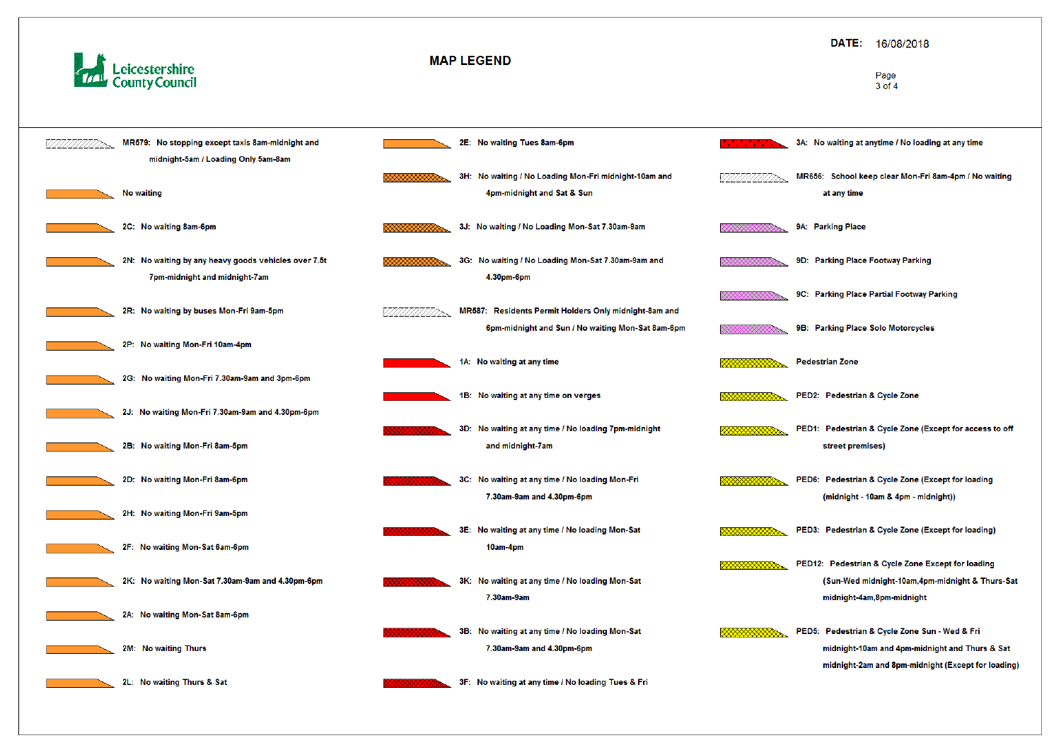Leicestershire County Council

# MAP LEGEND

**DATE:** 16/08/2018

- **MR579:** No stopping except taxis 8am-midnight and midnight-5am / Loading Only 5am-8am
- No waiting
- **2C:** No waiting 8am-6pm
- **2N:** No waiting by any heavy goods vehicles over 7.5t 7pm-midnight and midnight-7am
- **2R:** No waiting by buses Mon-Fri 9am-5pm
- **2P:** No waiting Mon-Fri 10am-4pm
- **2G:** No waiting Mon-Fri 7.30am-9am and 3pm-6pm
- **2J:** No waiting Mon-Fri 7.30am-9am and 4.30pm-6pm
- **2B:** No waiting Mon-Fri 8am-5pm
- **2D:** No waiting Mon-Fri 8am-6pm
- **2H:** No waiting Mon-Fri 9am-5pm
- **2F:** No waiting Mon-Sat 6am-6pm
- **2K:** No waiting Mon-Sat 7.30am-9am and 4.30pm-6pm
- **2A:** No waiting Mon-Sat 8am-6pm
- **2M:** No waiting Thurs
- **2L:** No waiting Thurs & Sat
- **2E:** No waiting Tues 8am-6pm
- **3H:** No waiting / No Loading Mon-Fri midnight-10am and 4pm-midnight and Sat & Sun
- **3J:** No waiting / No Loading Mon-Sat 7.30am-9am
- **3G:** No waiting / No Loading Mon-Sat 7.30am-9am and 4.30pm-6pm
- **MR587:** Residents Permit Holders Only midnight-8am and 6pm-midnight and Sun / No waiting Mon-Sat 8am-6pm
- **1A:** No waiting at any time
- **1B:** No waiting at any time on verges
- **3D:** No waiting at any time / No loading 7pm-midnight and midnight-7am
- **3C:** No waiting at any time / No loading Mon-Fri 7.30am-9am and 4.30pm-6pm
- **3E:** No waiting at any time / No loading Mon-Sat 10am-4pm
- **3K:** No waiting at any time / No loading Mon-Sat 7.30am-9am
- **3B:** No waiting at any time / No loading Mon-Sat 7.30am-9am and 4.30pm-6pm
- **3F:** No waiting at any time / No loading Tues & Fri
- **3A:** No waiting at anytime / No loading at any time
- **MR656:** School keep clear Mon-Fri 8am-4pm / No waiting at any time
- **9A:** Parking Place
- **9D:** Parking Place Footway Parking
- **9C:** Parking Place Partial Footway Parking
- **9B:** Parking Place Solo Motorcycles
- Pedestrian Zone
- **PED2:** Pedestrian & Cycle Zone
- **PED1:** Pedestrian & Cycle Zone (Except for access to off street premises)
- **PED6:** Pedestrian & Cycle Zone (Except for loading (midnight - 10am & 4pm - midnight))
- **PED3:** Pedestrian & Cycle Zone (Except for loading)
- **PED12:** Pedestrian & Cycle Zone Except for loading (Sun-Wed midnight-10am,4pm-midnight & Thurs-Sat midnight-4am,8pm-midnight
- **PED5:** Pedestrian & Cycle Zone Sun - Wed & Fri midnight-10am and 4pm-midnight and Thurs & Sat midnight-2am and 8pm-midnight (Except for loading)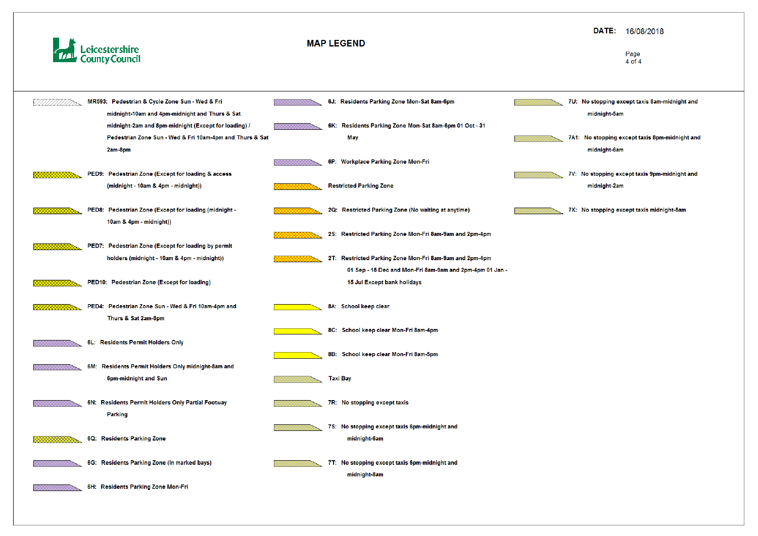**Leicestershire County Council**

# MAP LEGEND

**DATE:** 16/08/2018

- **MR593:** Pedestrian & Cycle Zone Sun - Wed & Fri midnight-10am and 4pm-midnight and Thurs & Sat midnight-2am and 8pm-midnight (Except for loading) / Pedestrian Zone Sun - Wed & Fri 10am-4pm and Thurs & Sat 2am-8pm
- **PED9:** Pedestrian Zone (Except for loading & access (midnight - 10am & 4pm - midnight))
- **PED8:** Pedestrian Zone (Except for loading (midnight - 10am & 4pm - midnight))
- **PED7:** Pedestrian Zone (Except for loading by permit holders (midnight - 10am & 4pm - midnight))
- **PED10:** Pedestrian Zone (Except for loading)
- **PED4:** Pedestrian Zone Sun - Wed & Fri 10am-4pm and Thurs & Sat 2am-8pm
- **6L:** Residents Permit Holders Only
- **6M:** Residents Permit Holders Only midnight-8am and 6pm-midnight and Sun
- **6N:** Residents Permit Holders Only Partial Footway Parking
- **6Q:** Residents Parking Zone
- **6G:** Residents Parking Zone (In marked bays)
- **6H:** Residents Parking Zone Mon-Fri
- **6J:** Residents Parking Zone Mon-Sat 8am-6pm
- **6K:** Residents Parking Zone Mon-Sat 8am-6pm 01 Oct - 31 May
- **6P:** Workplace Parking Zone Mon-Fri
- Restricted Parking Zone
- **2Q:** Restricted Parking Zone (No waiting at anytime)
- **2S:** Restricted Parking Zone Mon-Fri 8am-9am and 2pm-4pm
- **2T:** Restricted Parking Zone Mon-Fri 8am-9am and 2pm-4pm 01 Sep - 15 Dec and Mon-Fri 8am-9am and 2pm-4pm 01 Jan - 15 Jul Except bank holidays
- **8A:** School keep clear
- **8C:** School keep clear Mon-Fri 8am-4pm
- **8B:** School keep clear Mon-Fri 8am-5pm
- Taxi Bay
- **7R:** No stopping except taxis
- **7S:** No stopping except taxis 6pm-midnight and midnight-6am
- **7T:** No stopping except taxis 6pm-midnight and midnight-8am
- **7U:** No stopping except taxis 8am-midnight and midnight-5am
- **7A1:** No stopping except taxis 8pm-midnight and midnight-6am
- **7V:** No stopping except taxis 9pm-midnight and midnight-2am
- **7X:** No stopping except taxis midnight-5am